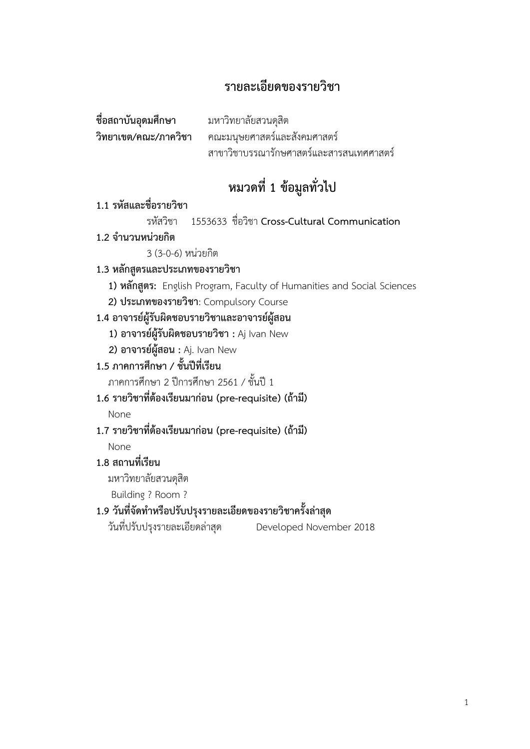# รายละเอียดของรายวิชา

**ชื่อสถาบันอุดมศึกษา** มหาวิทยาลัยสวนดุสิต
**วิทยาเขต/คณะ/ภาควิชา** คณะมนุษยศาสตร์และสังคมศาสตร์
สาขาวิชาบรรณารักษศาสตร์และสารสนเทศศาสตร์

## หมวดที่ 1 ข้อมูลทั่วไป

**1.1 รหัสและชื่อรายวิชา**

รหัสวิชา 1553633 ชื่อวิชา **Cross-Cultural Communication**

**1.2 จำนวนหน่วยกิต**

3 (3-0-6) หน่วยกิต

**1.3 หลักสูตรและประเภทของรายวิชา**

**1) หลักสูตร:** English Program, Faculty of Humanities and Social Sciences

**2) ประเภทของรายวิชา**: Compulsory Course

**1.4 อาจารย์ผู้รับผิดชอบรายวิชาและอาจารย์ผู้สอน**

**1) อาจารย์ผู้รับผิดชอบรายวิชา :** Aj Ivan New

**2) อาจารย์ผู้สอน :** Aj. Ivan New

**1.5 ภาคการศึกษา / ชั้นปีที่เรียน**

ภาคการศึกษา 2 ปีการศึกษา 2561 / ชั้นปี 1

**1.6 รายวิชาที่ต้องเรียนมาก่อน (pre-requisite) (ถ้ามี)**

None

**1.7 รายวิชาที่ต้องเรียนมาก่อน (pre-requisite) (ถ้ามี)**

None

**1.8 สถานที่เรียน**

มหาวิทยาลัยสวนดุสิต

Building ? Room ?

**1.9 วันที่จัดทำหรือปรับปรุงรายละเอียดของรายวิชาครั้งล่าสุด**

วันที่ปรับปรุงรายละเอียดล่าสุด Developed November 2018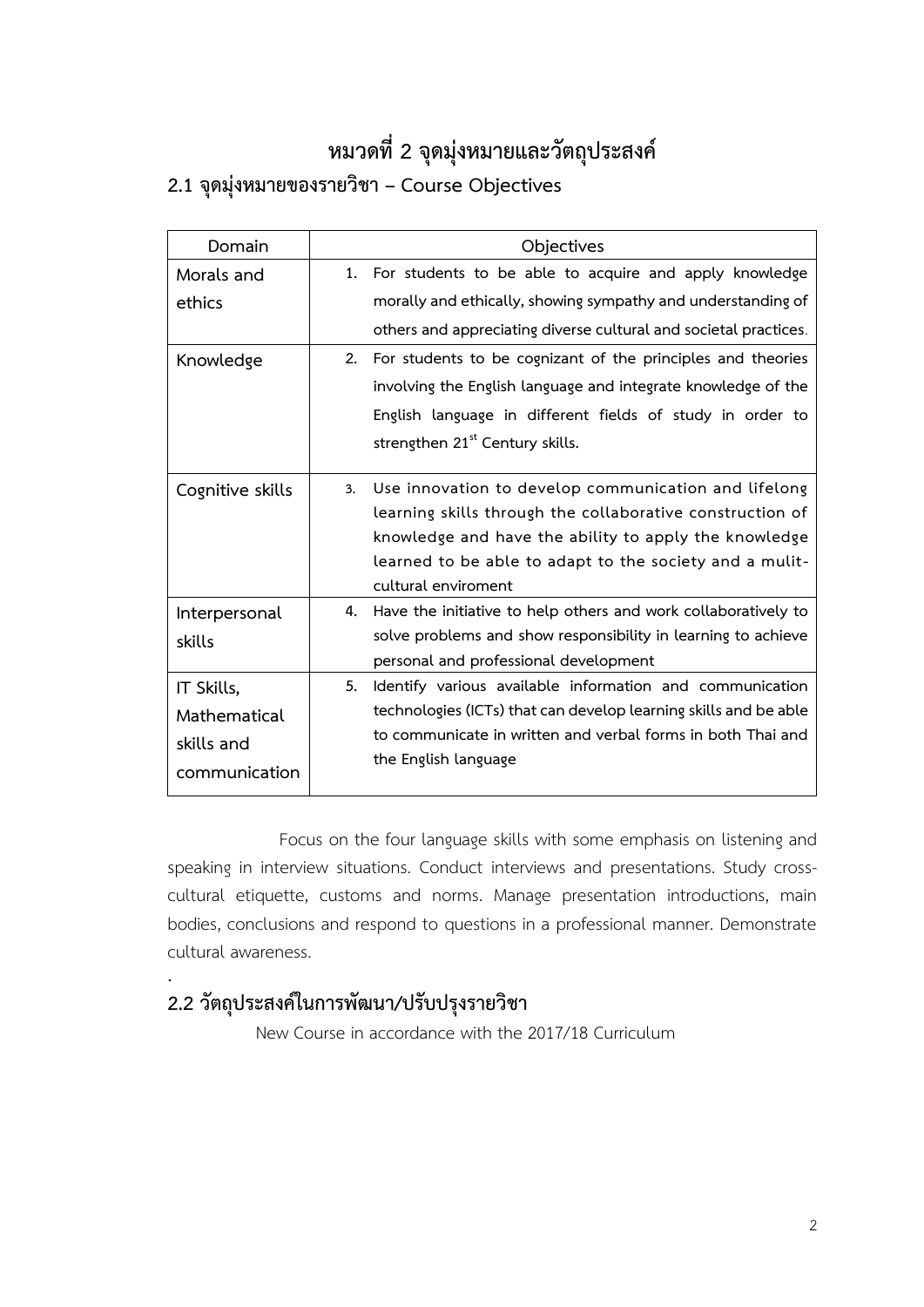# หมวดที่ 2 จุดมุ่งหมายและวัตถุประสงค์

## 2.1 จุดมุ่งหมายของรายวิชา – Course Objectives

| Domain | Objectives |
| --- | --- |
| Morals and ethics | 1. For students to be able to acquire and apply knowledge morally and ethically, showing sympathy and understanding of others and appreciating diverse cultural and societal practices. |
| Knowledge | 2. For students to be cognizant of the principles and theories involving the English language and integrate knowledge of the English language in different fields of study in order to strengthen 21st Century skills. |
| Cognitive skills | 3. Use innovation to develop communication and lifelong learning skills through the collaborative construction of knowledge and have the ability to apply the knowledge learned to be able to adapt to the society and a mulit-cultural enviroment |
| Interpersonal skills | 4. Have the initiative to help others and work collaboratively to solve problems and show responsibility in learning to achieve personal and professional development |
| IT Skills, Mathematical skills and communication | 5. Identify various available information and communication technologies (ICTs) that can develop learning skills and be able to communicate in written and verbal forms in both Thai and the English language |

Focus on the four language skills with some emphasis on listening and speaking in interview situations. Conduct interviews and presentations. Study cross-cultural etiquette, customs and norms. Manage presentation introductions, main bodies, conclusions and respond to questions in a professional manner. Demonstrate cultural awareness.

.

## 2.2 วัตถุประสงค์ในการพัฒนา/ปรับปรุงรายวิชา

New Course in accordance with the 2017/18 Curriculum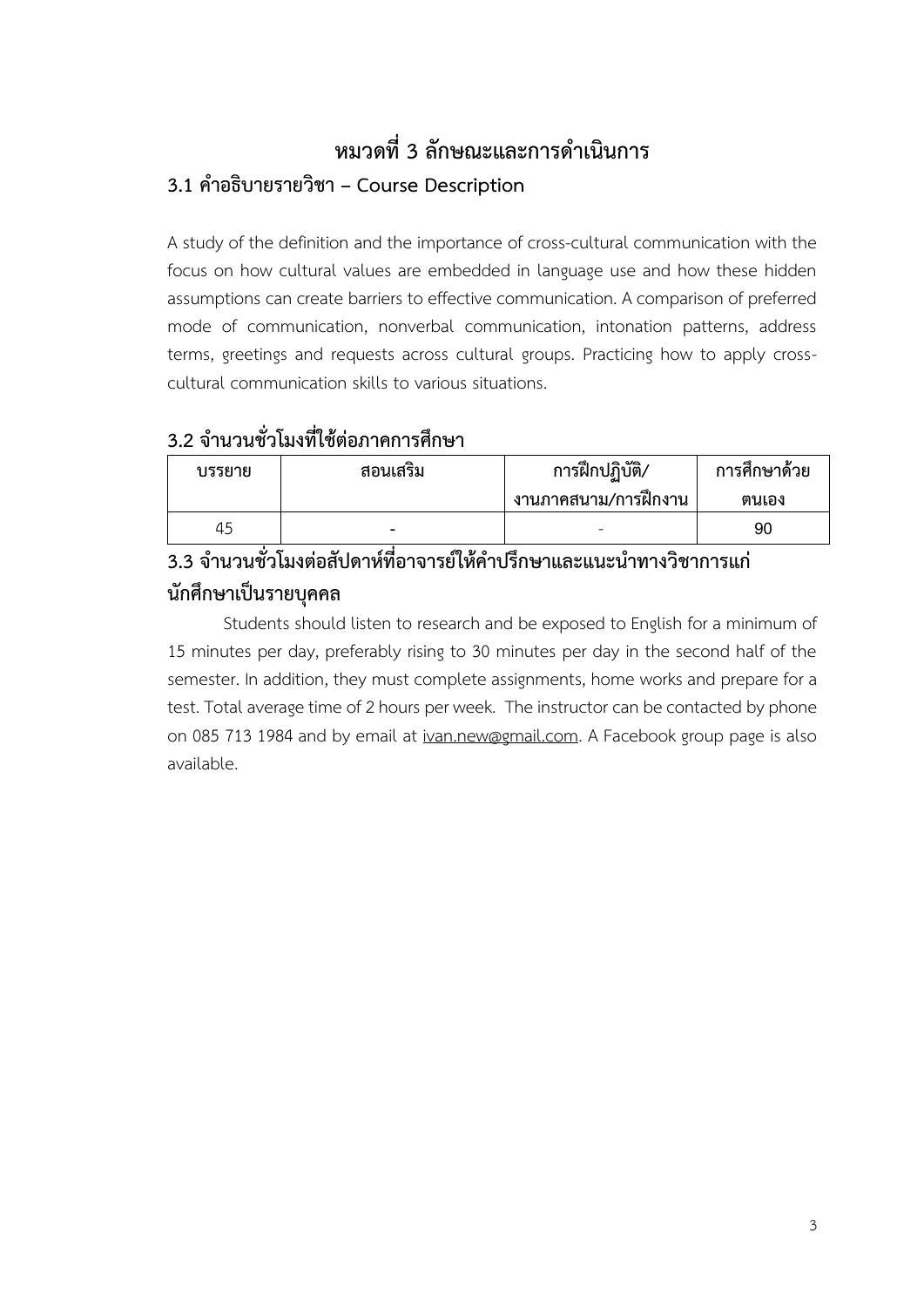# หมวดที่ 3 ลักษณะและการดำเนินการ

## 3.1 คำอธิบายรายวิชา – Course Description

A study of the definition and the importance of cross-cultural communication with the focus on how cultural values are embedded in language use and how these hidden assumptions can create barriers to effective communication. A comparison of preferred mode of communication, nonverbal communication, intonation patterns, address terms, greetings and requests across cultural groups. Practicing how to apply cross-cultural communication skills to various situations.

## 3.2 จำนวนชั่วโมงที่ใช้ต่อภาคการศึกษา

| บรรยาย | สอนเสริม | การฝึกปฏิบัติ/งานภาคสนาม/การฝึกงาน | การศึกษาด้วยตนเอง |
|---|---|---|---|
| 45 | - | - | 90 |

## 3.3 จำนวนชั่วโมงต่อสัปดาห์ที่อาจารย์ให้คำปรึกษาและแนะนำทางวิชาการแก่นักศึกษาเป็นรายบุคคล

Students should listen to research and be exposed to English for a minimum of 15 minutes per day, preferably rising to 30 minutes per day in the second half of the semester. In addition, they must complete assignments, home works and prepare for a test. Total average time of 2 hours per week. The instructor can be contacted by phone on 085 713 1984 and by email at ivan.new@gmail.com. A Facebook group page is also available.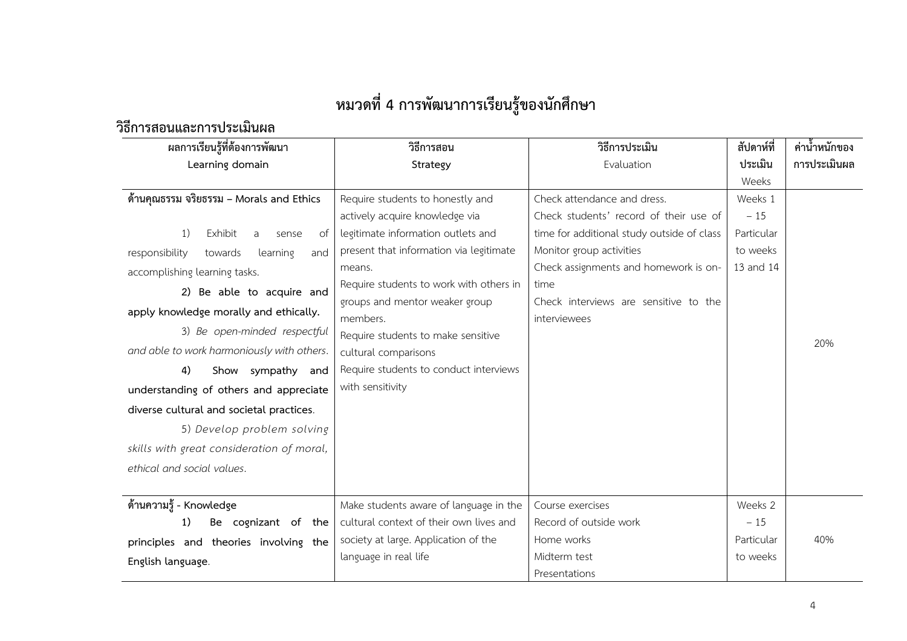# หมวดที่ 4 การพัฒนาการเรียนรู้ของนักศึกษา

## วิธีการสอนและการประเมินผล

| ผลการเรียนรู้ที่ต้องการพัฒนา<br>Learning domain | วิธีการสอน<br>Strategy | วิธีการประเมิน<br>Evaluation | สัปดาห์ที่ประเมิน<br>Weeks | ค่าน้ำหนักของการประเมินผล |
|---|---|---|---|---|
| **ด้านคุณธรรม จริยธรรม – Morals and Ethics**<br>1) Exhibit a sense of responsibility towards learning and accomplishing learning tasks.<br>**2) Be able to acquire and apply knowledge morally and ethically.**<br>*3) Be open-minded respectful and able to work harmoniously with others.*<br>**4) Show sympathy and understanding of others and appreciate diverse cultural and societal practices**.<br>*5) Develop problem solving skills with great consideration of moral, ethical and social values.* | Require students to honestly and actively acquire knowledge via legitimate information outlets and present that information via legitimate means.<br>Require students to work with others in groups and mentor weaker group members.<br>Require students to make sensitive cultural comparisons<br>Require students to conduct interviews with sensitivity | Check attendance and dress.<br>Check students' record of their use of time for additional study outside of class<br>Monitor group activities<br>Check assignments and homework is on-time<br>Check interviews are sensitive to the interviewees | Weeks 1 – 15 Particular to weeks 13 and 14 | 20% |
| **ด้านความรู้ - Knowledge**<br>**1) Be cognizant of the principles and theories involving the English language**. | Make students aware of language in the cultural context of their own lives and society at large. Application of the language in real life | Course exercises<br>Record of outside work<br>Home works<br>Midterm test<br>Presentations | Weeks 2 – 15 Particular to weeks | 40% |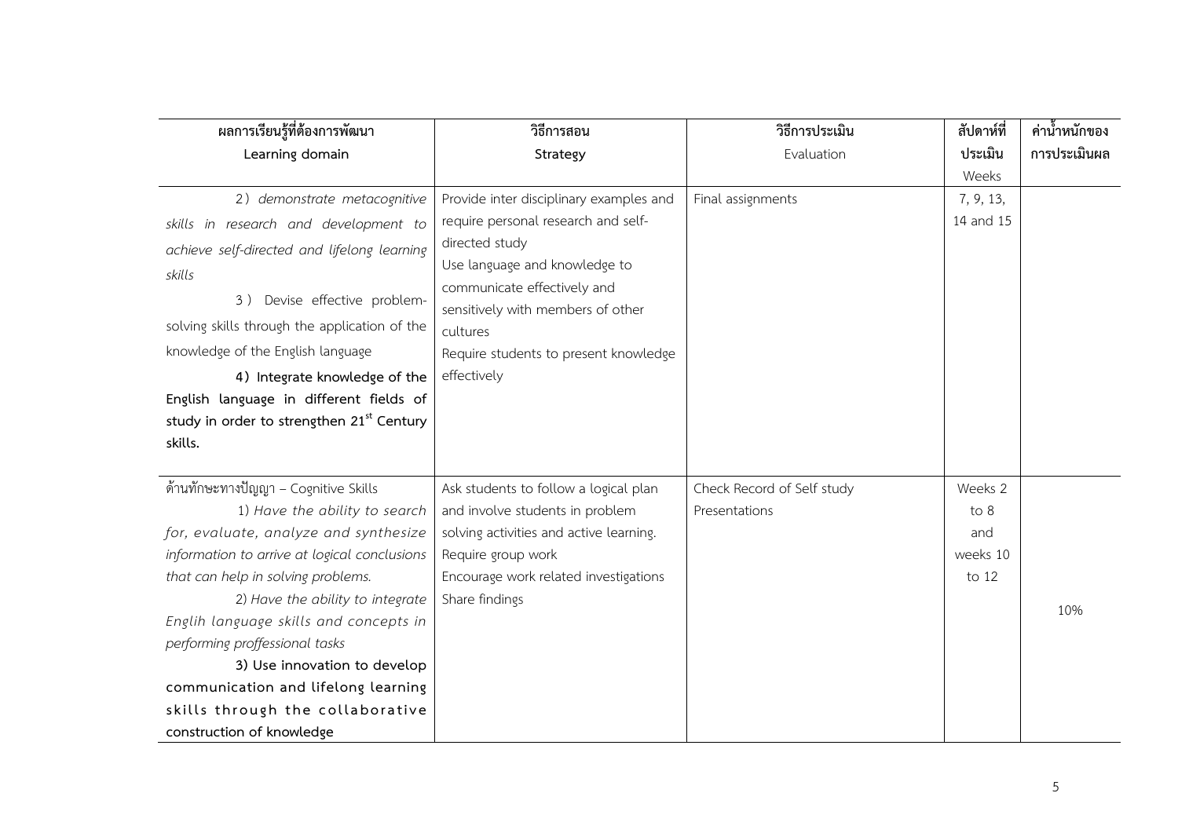| ผลการเรียนรู้ที่ต้องการพัฒนา<br>Learning domain | วิธีการสอน<br>Strategy | วิธีการประเมิน<br>Evaluation | สัปดาห์ที่ประเมิน<br>Weeks | ค่าน้ำหนักของการประเมินผล |
|---|---|---|---|---|
| 2) *demonstrate metacognitive skills in research and development to achieve self-directed and lifelong learning skills*<br>3) Devise effective problem-solving skills through the application of the knowledge of the English language<br>**4) Integrate knowledge of the English language in different fields of study in order to strengthen 21st Century skills.** | Provide inter disciplinary examples and require personal research and self-directed study<br>Use language and knowledge to communicate effectively and sensitively with members of other cultures<br>Require students to present knowledge effectively | Final assignments | 7, 9, 13, 14 and 15 | |
| ด้านทักษะทางปัญญา – Cognitive Skills<br>1) *Have the ability to search for, evaluate, analyze and synthesize information to arrive at logical conclusions that can help in solving problems.*<br>2) *Have the ability to integrate Englih language skills and concepts in performing proffessional tasks*<br>**3) Use innovation to develop communication and lifelong learning skills through the collaborative construction of knowledge** | Ask students to follow a logical plan and involve students in problem solving activities and active learning.<br>Require group work<br>Encourage work related investigations<br>Share findings | Check Record of Self study<br>Presentations | Weeks 2 to 8 and weeks 10 to 12 | 10% |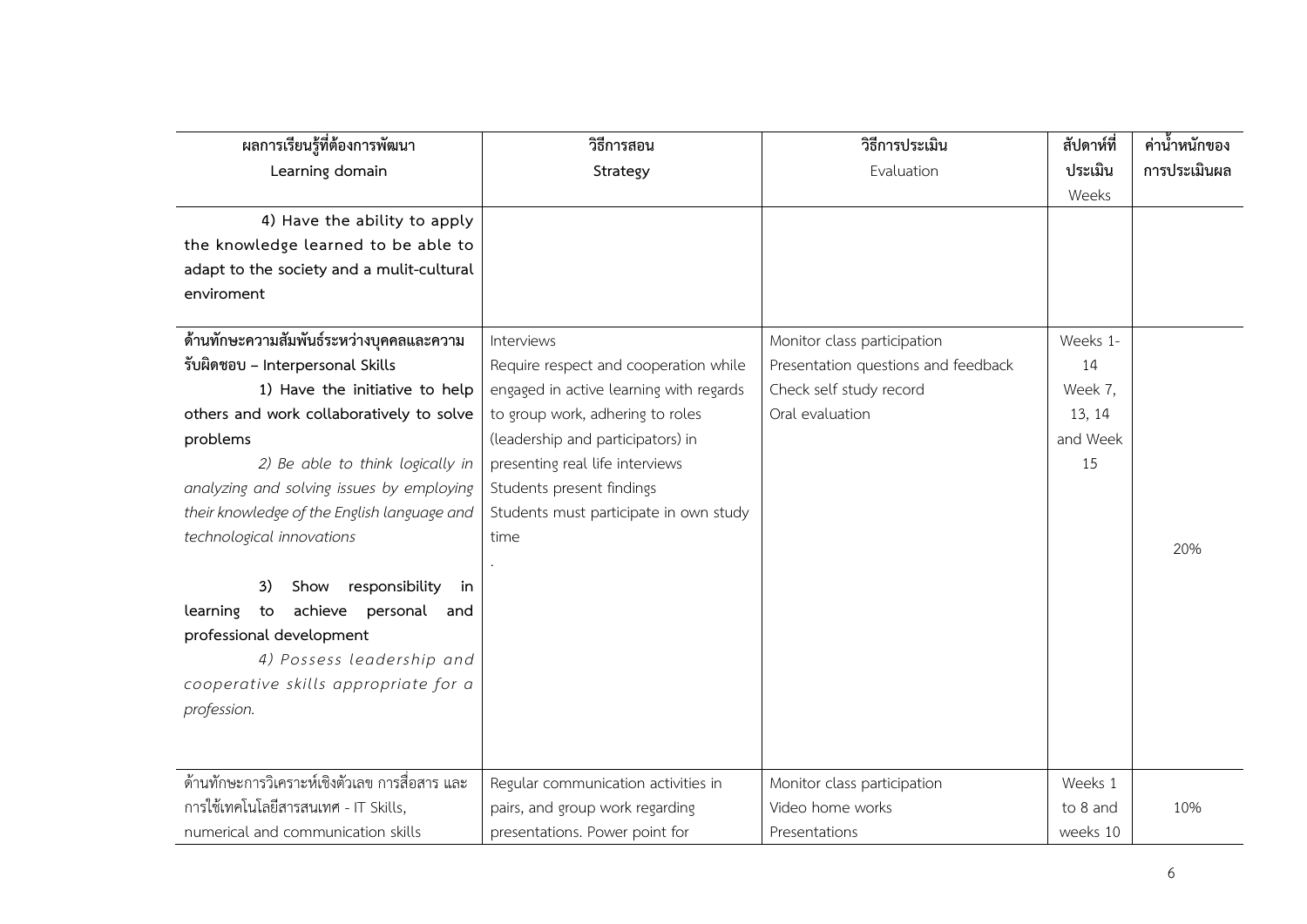| ผลการเรียนรู้ที่ต้องการพัฒนา<br>Learning domain | วิธีการสอน<br>Strategy | วิธีการประเมิน<br>Evaluation | สัปดาห์ที่ประเมิน<br>Weeks | ค่าน้ำหนักของการประเมินผล |
|---|---|---|---|---|
| **4) Have the ability to apply the knowledge learned to be able to adapt to the society and a mulit-cultural enviroment** | | | | |
| **ด้านทักษะความสัมพันธ์ระหว่างบุคคลและความรับผิดชอบ – Interpersonal Skills**<br>**1) Have the initiative to help others and work collaboratively to solve problems**<br>*2) Be able to think logically in analyzing and solving issues by employing their knowledge of the English language and technological innovations*<br>**3) Show responsibility in learning to achieve personal and professional development**<br>*4) Possess leadership and cooperative skills appropriate for a profession.* | Interviews<br>Require respect and cooperation while engaged in active learning with regards to group work, adhering to roles (leadership and participators) in presenting real life interviews<br>Students present findings<br>Students must participate in own study time<br>. | Monitor class participation<br>Presentation questions and feedback<br>Check self study record<br>Oral evaluation | Weeks 1-14<br>Week 7, 13, 14 and Week 15 | 20% |
| ด้านทักษะการวิเคราะห์เชิงตัวเลข การสื่อสาร และการใช้เทคโนโลยีสารสนเทศ - IT Skills, numerical and communication skills | Regular communication activities in pairs, and group work regarding presentations. Power point for | Monitor class participation<br>Video home works<br>Presentations | Weeks 1 to 8 and weeks 10 | 10% |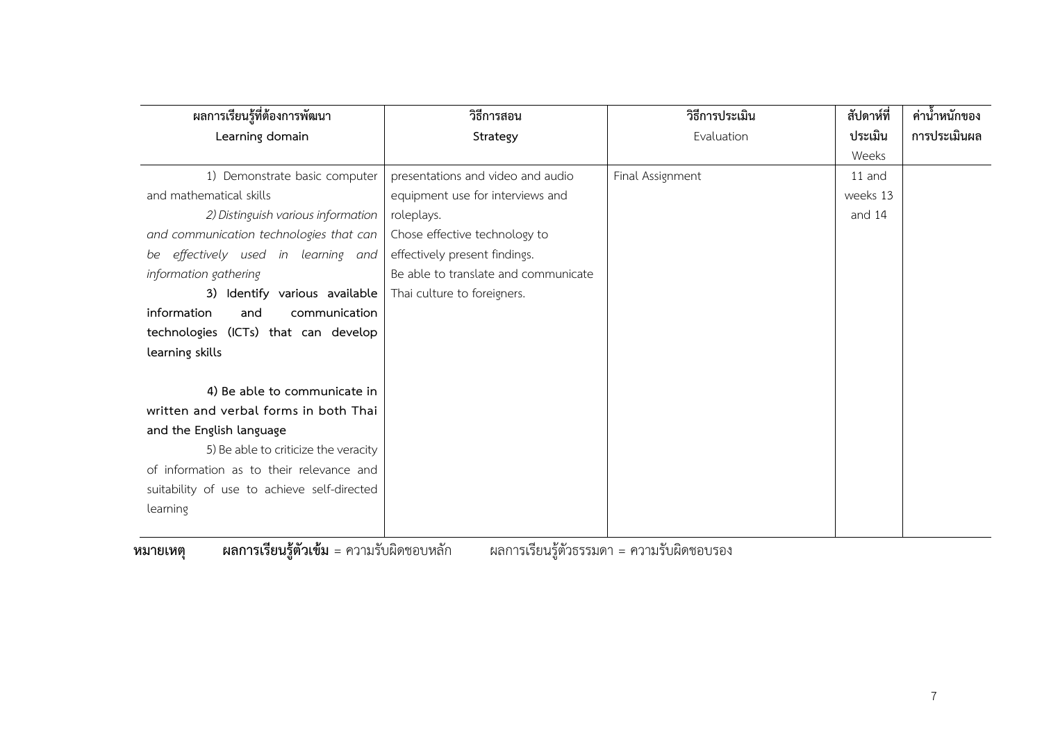| ผลการเรียนรู้ที่ต้องการพัฒนา Learning domain | วิธีการสอน Strategy | วิธีการประเมิน Evaluation | สัปดาห์ที่ประเมิน Weeks | ค่าน้ำหนักของการประเมินผล |
|---|---|---|---|---|
| 1) Demonstrate basic computer and mathematical skills<br>*2) Distinguish various information and communication technologies that can be effectively used in learning and information gathering*<br>**3) Identify various available information and communication technologies (ICTs) that can develop learning skills**<br><br>**4) Be able to communicate in written and verbal forms in both Thai and the English language**<br>5) Be able to criticize the veracity of information as to their relevance and suitability of use to achieve self-directed learning | presentations and video and audio equipment use for interviews and roleplays.<br>Chose effective technology to effectively present findings.<br>Be able to translate and communicate Thai culture to foreigners. | Final Assignment | 11 and weeks 13 and 14 | |

**หมายเหตุ** **ผลการเรียนรู้ตัวเข้ม** = ความรับผิดชอบหลัก ผลการเรียนรู้ตัวธรรมดา = ความรับผิดชอบรอง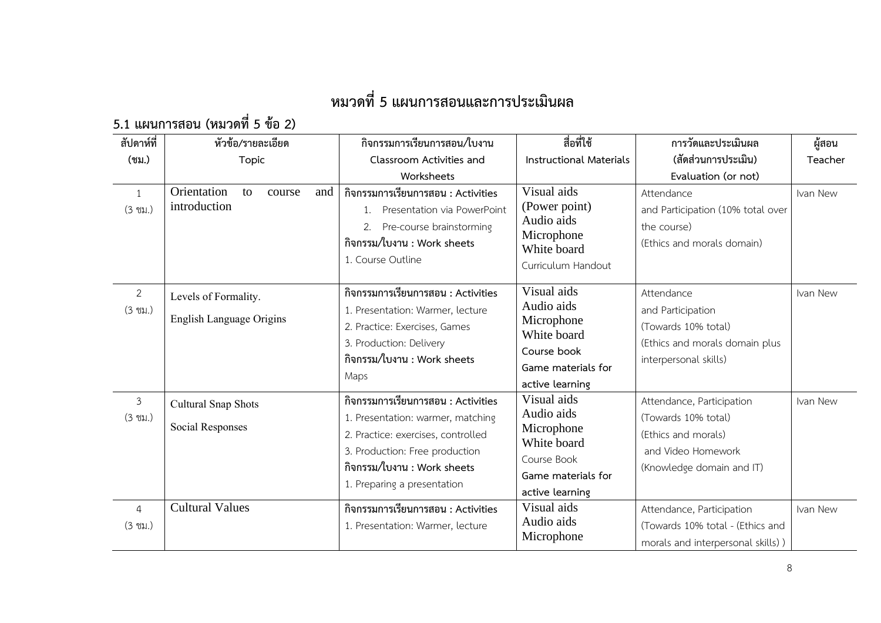# หมวดที่ 5 แผนการสอนและการประเมินผล

## 5.1 แผนการสอน (หมวดที่ 5 ข้อ 2)

| สัปดาห์ที่ (ชม.) | หัวข้อ/รายละเอียด Topic | กิจกรรมการเรียนการสอน/ใบงาน Classroom Activities and Worksheets | สื่อที่ใช้ Instructional Materials | การวัดและประเมินผล (สัดส่วนการประเมิน) Evaluation (or not) | ผู้สอน Teacher |
|---|---|---|---|---|---|
| 1 (3 ชม.) | Orientation to course and introduction | **กิจกรรมการเรียนการสอน : Activities**<br>1. Presentation via PowerPoint<br>2. Pre-course brainstorming<br>**กิจกรรม/ใบงาน : Work sheets**<br>1. Course Outline | Visual aids (Power point)<br>Audio aids<br>Microphone<br>White board<br>Curriculum Handout | Attendance and Participation (10% total over the course)<br>(Ethics and morals domain) | Ivan New |
| 2 (3 ชม.) | Levels of Formality.<br>English Language Origins | **กิจกรรมการเรียนการสอน : Activities**<br>1. Presentation: Warmer, lecture<br>2. Practice: Exercises, Games<br>3. Production: Delivery<br>**กิจกรรม/ใบงาน : Work sheets**<br>Maps | Visual aids<br>Audio aids<br>Microphone<br>White board<br>Course book<br>Game materials for active learning | Attendance and Participation<br>(Towards 10% total)<br>(Ethics and morals domain plus interpersonal skills) | Ivan New |
| 3 (3 ชม.) | Cultural Snap Shots<br>Social Responses | **กิจกรรมการเรียนการสอน : Activities**<br>1. Presentation: warmer, matching<br>2. Practice: exercises, controlled<br>3. Production: Free production<br>**กิจกรรม/ใบงาน : Work sheets**<br>1. Preparing a presentation | Visual aids<br>Audio aids<br>Microphone<br>White board<br>Course Book<br>Game materials for active learning | Attendance, Participation<br>(Towards 10% total)<br>(Ethics and morals)<br>and Video Homework<br>(Knowledge domain and IT) | Ivan New |
| 4 (3 ชม.) | Cultural Values | **กิจกรรมการเรียนการสอน : Activities**<br>1. Presentation: Warmer, lecture | Visual aids<br>Audio aids<br>Microphone | Attendance, Participation<br>(Towards 10% total - (Ethics and morals and interpersonal skills) ) | Ivan New |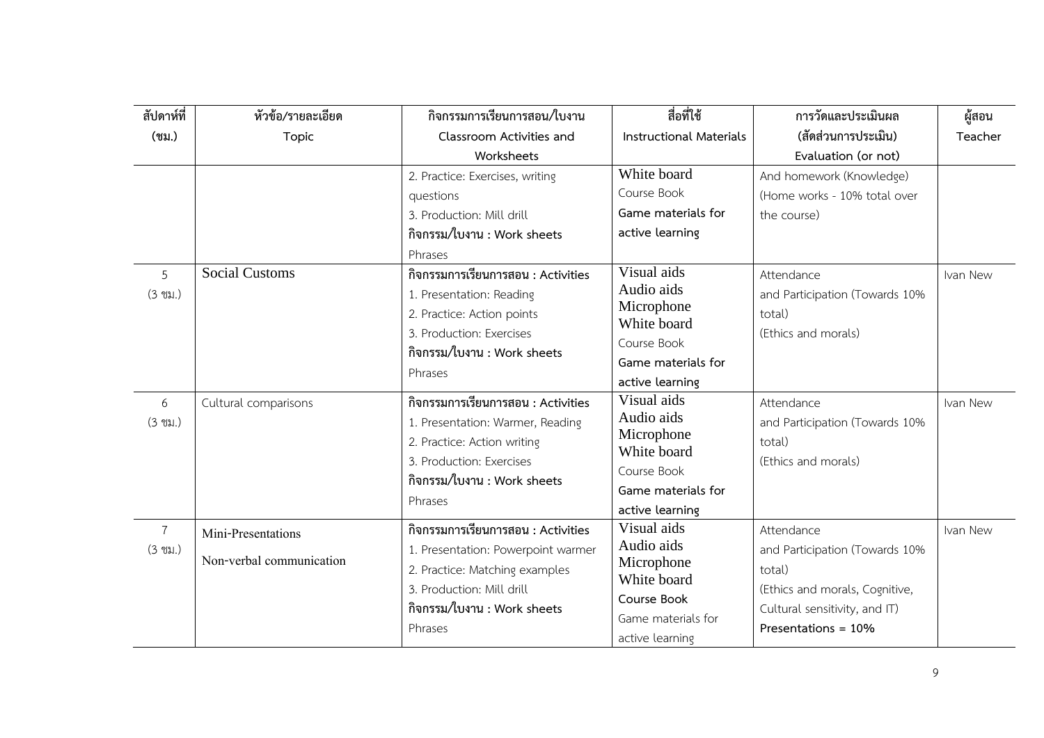| สัปดาห์ที่ (ชม.) | หัวข้อ/รายละเอียด Topic | กิจกรรมการเรียนการสอน/ใบงาน Classroom Activities and Worksheets | สื่อที่ใช้ Instructional Materials | การวัดและประเมินผล (สัดส่วนการประเมิน) Evaluation (or not) | ผู้สอน Teacher |
|---|---|---|---|---|---|
| | | 2. Practice: Exercises, writing questions<br>3. Production: Mill drill<br>**กิจกรรม/ใบงาน : Work sheets**<br>Phrases | White board<br>Course Book<br>**Game materials for active learning** | And homework (Knowledge)<br>(Home works - 10% total over the course) | |
| 5<br>(3 ชม.) | Social Customs | **กิจกรรมการเรียนการสอน : Activities**<br>1. Presentation: Reading<br>2. Practice: Action points<br>3. Production: Exercises<br>**กิจกรรม/ใบงาน : Work sheets**<br>Phrases | Visual aids<br>Audio aids<br>Microphone<br>White board<br>Course Book<br>**Game materials for active learning** | Attendance<br>and Participation (Towards 10% total)<br>(Ethics and morals) | Ivan New |
| 6<br>(3 ชม.) | Cultural comparisons | **กิจกรรมการเรียนการสอน : Activities**<br>1. Presentation: Warmer, Reading<br>2. Practice: Action writing<br>3. Production: Exercises<br>**กิจกรรม/ใบงาน : Work sheets**<br>Phrases | Visual aids<br>Audio aids<br>Microphone<br>White board<br>Course Book<br>**Game materials for active learning** | Attendance<br>and Participation (Towards 10% total)<br>(Ethics and morals) | Ivan New |
| 7<br>(3 ชม.) | Mini-Presentations<br>Non-verbal communication | **กิจกรรมการเรียนการสอน : Activities**<br>1. Presentation: Powerpoint warmer<br>2. Practice: Matching examples<br>3. Production: Mill drill<br>**กิจกรรม/ใบงาน : Work sheets**<br>Phrases | Visual aids<br>Audio aids<br>Microphone<br>White board<br>**Course Book**<br>Game materials for active learning | Attendance<br>and Participation (Towards 10% total)<br>(Ethics and morals, Cognitive, Cultural sensitivity, and IT)<br>**Presentations = 10%** | Ivan New |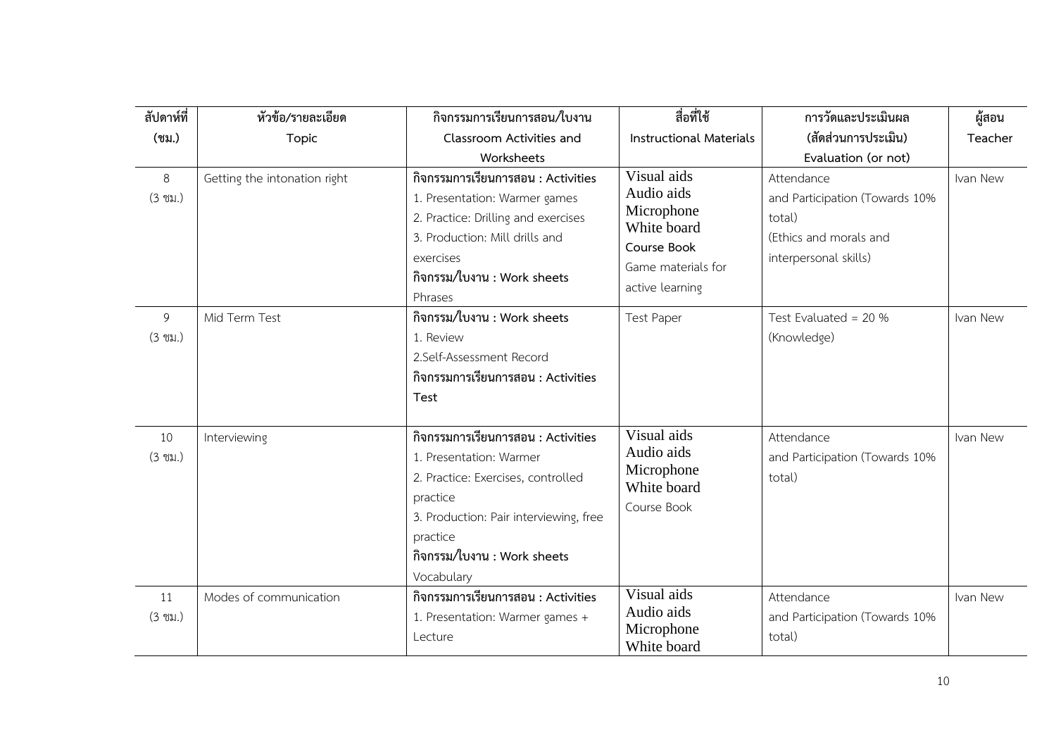| สัปดาห์ที่ (ชม.) | หัวข้อ/รายละเอียด Topic | กิจกรรมการเรียนการสอน/ใบงาน Classroom Activities and Worksheets | สื่อที่ใช้ Instructional Materials | การวัดและประเมินผล (สัดส่วนการประเมิน) Evaluation (or not) | ผู้สอน Teacher |
|---|---|---|---|---|---|
| 8 (3 ชม.) | Getting the intonation right | **กิจกรรมการเรียนการสอน : Activities**<br>1. Presentation: Warmer games<br>2. Practice: Drilling and exercises<br>3. Production: Mill drills and exercises<br>**กิจกรรม/ใบงาน : Work sheets**<br>Phrases | Visual aids<br>Audio aids<br>Microphone<br>White board<br>Course Book<br>Game materials for active learning | Attendance and Participation (Towards 10% total)<br>(Ethics and morals and interpersonal skills) | Ivan New |
| 9 (3 ชม.) | Mid Term Test | **กิจกรรม/ใบงาน : Work sheets**<br>1. Review<br>2.Self-Assessment Record<br>**กิจกรรมการเรียนการสอน : Activities**<br>**Test** | Test Paper | Test Evaluated = 20 %<br>(Knowledge) | Ivan New |
| 10 (3 ชม.) | Interviewing | **กิจกรรมการเรียนการสอน : Activities**<br>1. Presentation: Warmer<br>2. Practice: Exercises, controlled practice<br>3. Production: Pair interviewing, free practice<br>**กิจกรรม/ใบงาน : Work sheets**<br>Vocabulary | Visual aids<br>Audio aids<br>Microphone<br>White board<br>Course Book | Attendance and Participation (Towards 10% total) | Ivan New |
| 11 (3 ชม.) | Modes of communication | **กิจกรรมการเรียนการสอน : Activities**<br>1. Presentation: Warmer games + Lecture | Visual aids<br>Audio aids<br>Microphone<br>White board | Attendance and Participation (Towards 10% total) | Ivan New |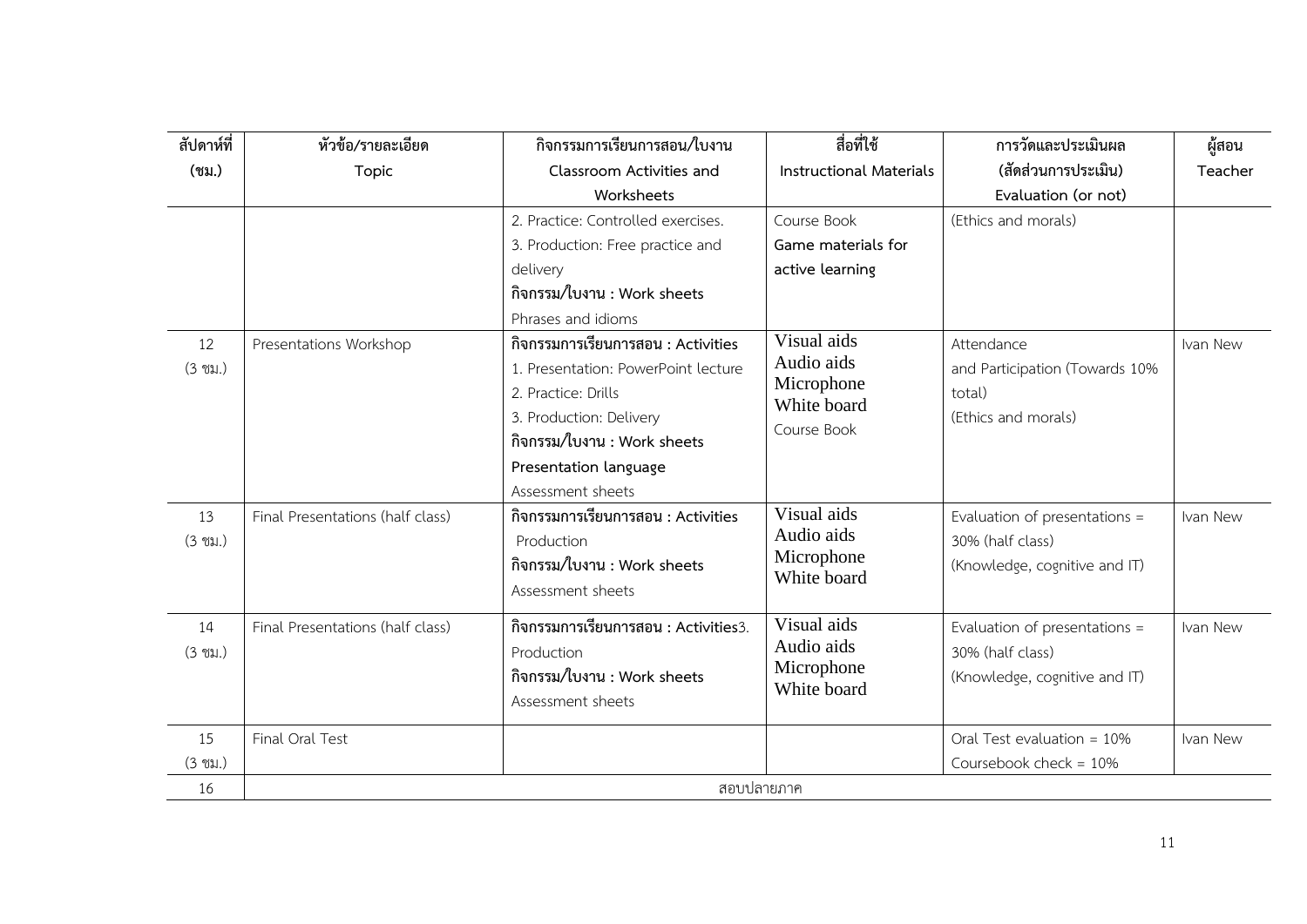| สัปดาห์ที่ (ชม.) | หัวข้อ/รายละเอียด Topic | กิจกรรมการเรียนการสอน/ใบงาน Classroom Activities and Worksheets | สื่อที่ใช้ Instructional Materials | การวัดและประเมินผล (สัดส่วนการประเมิน) Evaluation (or not) | ผู้สอน Teacher |
|---|---|---|---|---|---|
| | | 2. Practice: Controlled exercises.<br>3. Production: Free practice and delivery<br>**กิจกรรม/ใบงาน : Work sheets**<br>Phrases and idioms | Course Book<br>**Game materials for active learning** | (Ethics and morals) | |
| 12<br>(3 ชม.) | Presentations Workshop | **กิจกรรมการเรียนการสอน : Activities**<br>1. Presentation: PowerPoint lecture<br>2. Practice: Drills<br>3. Production: Delivery<br>**กิจกรรม/ใบงาน : Work sheets**<br>**Presentation language**<br>Assessment sheets | Visual aids<br>Audio aids<br>Microphone<br>White board<br>Course Book | Attendance<br>and Participation (Towards 10% total)<br>(Ethics and morals) | Ivan New |
| 13<br>(3 ชม.) | Final Presentations (half class) | **กิจกรรมการเรียนการสอน : Activities**<br>Production<br>**กิจกรรม/ใบงาน : Work sheets**<br>Assessment sheets | Visual aids<br>Audio aids<br>Microphone<br>White board | Evaluation of presentations = 30% (half class)<br>(Knowledge, cognitive and IT) | Ivan New |
| 14<br>(3 ชม.) | Final Presentations (half class) | **กิจกรรมการเรียนการสอน : Activities**3. Production<br>**กิจกรรม/ใบงาน : Work sheets**<br>Assessment sheets | Visual aids<br>Audio aids<br>Microphone<br>White board | Evaluation of presentations = 30% (half class)<br>(Knowledge, cognitive and IT) | Ivan New |
| 15<br>(3 ชม.) | Final Oral Test | | | Oral Test evaluation = 10%<br>Coursebook check = 10% | Ivan New |
| 16 | สอบปลายภาค | | | | |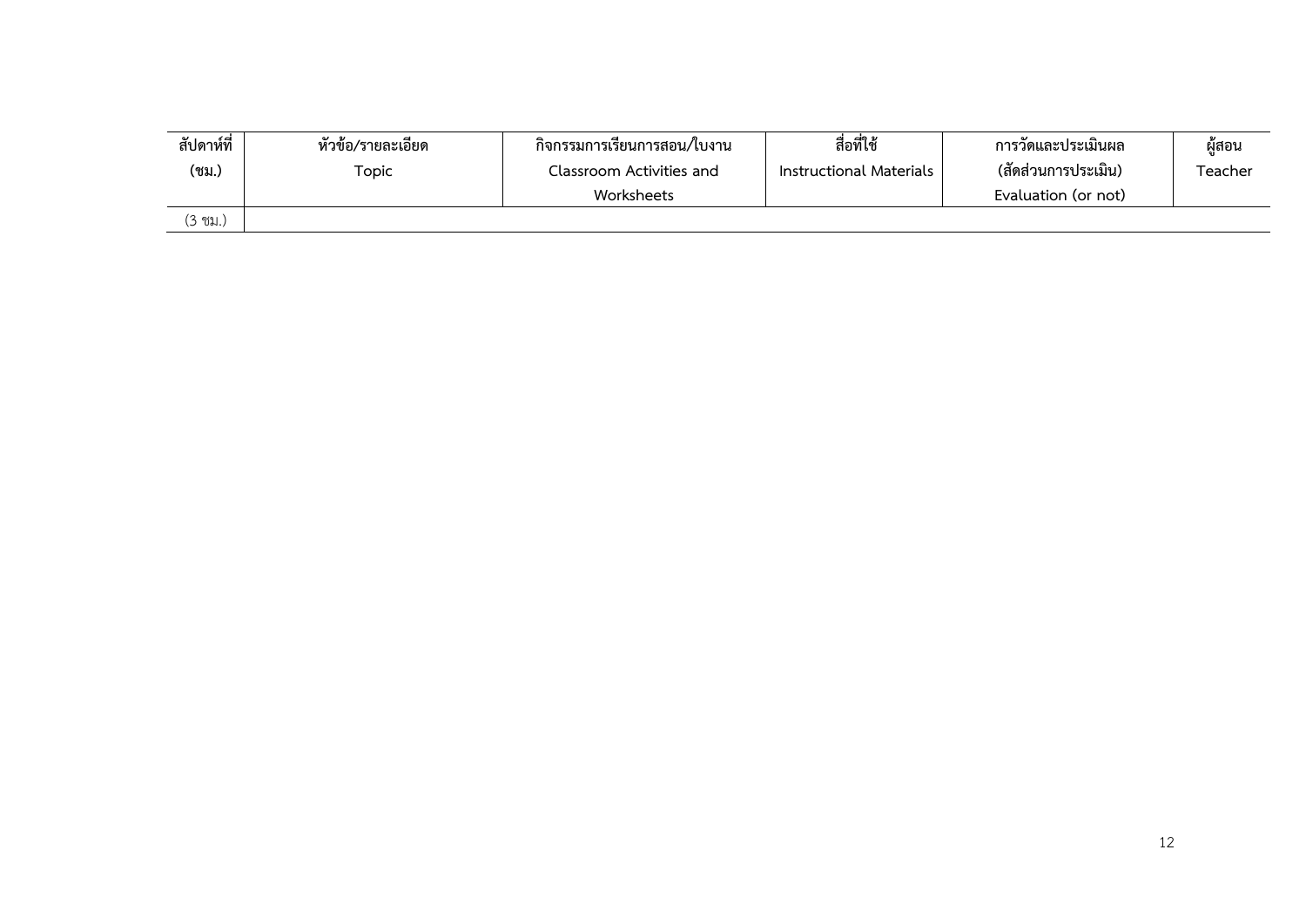| สัปดาห์ที่ (ชม.) | หัวข้อ/รายละเอียด Topic | กิจกรรมการเรียนการสอน/ใบงาน Classroom Activities and Worksheets | สื่อที่ใช้ Instructional Materials | การวัดและประเมินผล (สัดส่วนการประเมิน) Evaluation (or not) | ผู้สอน Teacher |
| --- | --- | --- | --- | --- | --- |
| (3 ชม.) | | | | | |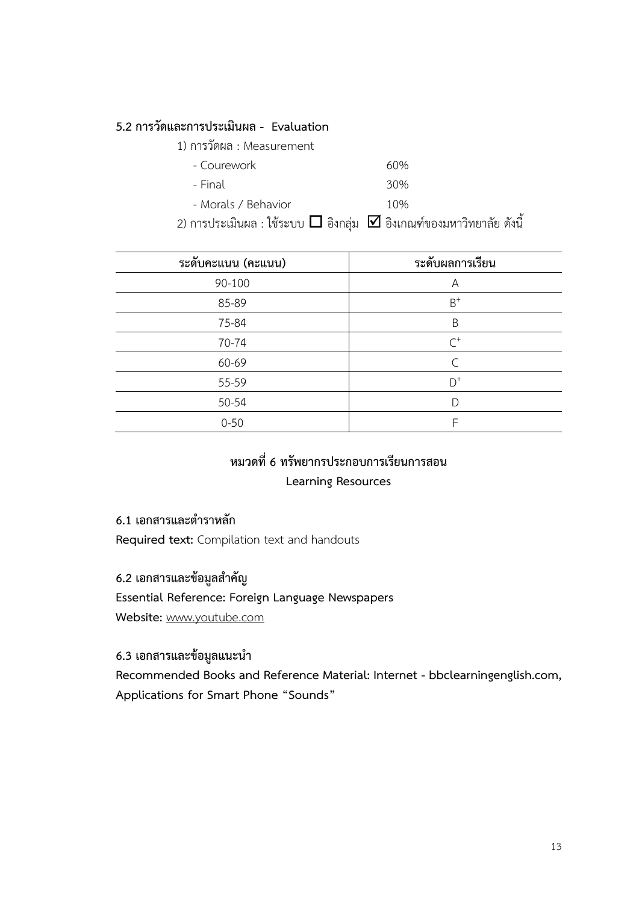### 5.2 การวัดและการประเมินผล - Evaluation

1) การวัดผล : Measurement

- Courework 60%
- Final 30%
- Morals / Behavior 10%

2) การประเมินผล : ใช้ระบบ ☐ อิงกลุ่ม ☑ อิงเกณฑ์ของมหาวิทยาลัย ดังนี้

| ระดับคะแนน (คะแนน) | ระดับผลการเรียน |
|---|---|
| 90-100 | A |
| 85-89 | B+ |
| 75-84 | B |
| 70-74 | C+ |
| 60-69 | C |
| 55-59 | D+ |
| 50-54 | D |
| 0-50 | F |

## หมวดที่ 6 ทรัพยากรประกอบการเรียนการสอน
## Learning Resources

### 6.1 เอกสารและตำราหลัก

**Required text:** Compilation text and handouts

### 6.2 เอกสารและข้อมูลสำคัญ

**Essential Reference: Foreign Language Newspapers**

**Website:** www.youtube.com

### 6.3 เอกสารและข้อมูลแนะนำ

**Recommended Books and Reference Material: Internet - bbclearningenglish.com, Applications for Smart Phone "Sounds"**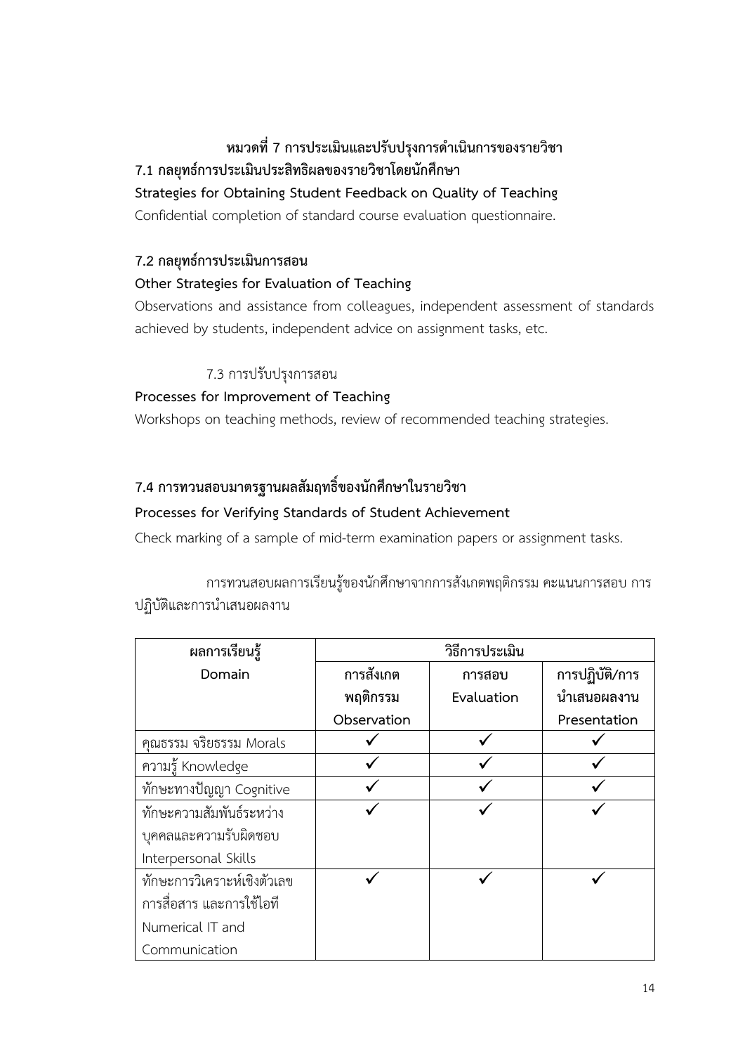## หมวดที่ 7 การประเมินและปรับปรุงการดำเนินการของรายวิชา

**7.1 กลยุทธ์การประเมินประสิทธิผลของรายวิชาโดยนักศึกษา**

**Strategies for Obtaining Student Feedback on Quality of Teaching**

Confidential completion of standard course evaluation questionnaire.

**7.2 กลยุทธ์การประเมินการสอน**

**Other Strategies for Evaluation of Teaching**

Observations and assistance from colleagues, independent assessment of standards achieved by students, independent advice on assignment tasks, etc.

7.3 การปรับปรุงการสอน

**Processes for Improvement of Teaching**

Workshops on teaching methods, review of recommended teaching strategies.

**7.4 การทวนสอบมาตรฐานผลสัมฤทธิ์ของนักศึกษาในรายวิชา**

**Processes for Verifying Standards of Student Achievement**

Check marking of a sample of mid-term examination papers or assignment tasks.

การทวนสอบผลการเรียนรู้ของนักศึกษาจากการสังเกตพฤติกรรม คะแนนการสอบ การปฏิบัติและการนำเสนอผลงาน

| ผลการเรียนรู้ Domain | วิธีการประเมิน | | |
|---|---|---|---|
| | การสังเกตพฤติกรรม Observation | การสอบ Evaluation | การปฏิบัติ/การนำเสนอผลงาน Presentation |
| คุณธรรม จริยธรรม Morals | ✓ | ✓ | ✓ |
| ความรู้ Knowledge | ✓ | ✓ | ✓ |
| ทักษะทางปัญญา Cognitive | ✓ | ✓ | ✓ |
| ทักษะความสัมพันธ์ระหว่างบุคคลและความรับผิดชอบ Interpersonal Skills | ✓ | ✓ | ✓ |
| ทักษะการวิเคราะห์เชิงตัวเลข การสื่อสาร และการใช้ไอที Numerical IT and Communication | ✓ | ✓ | ✓ |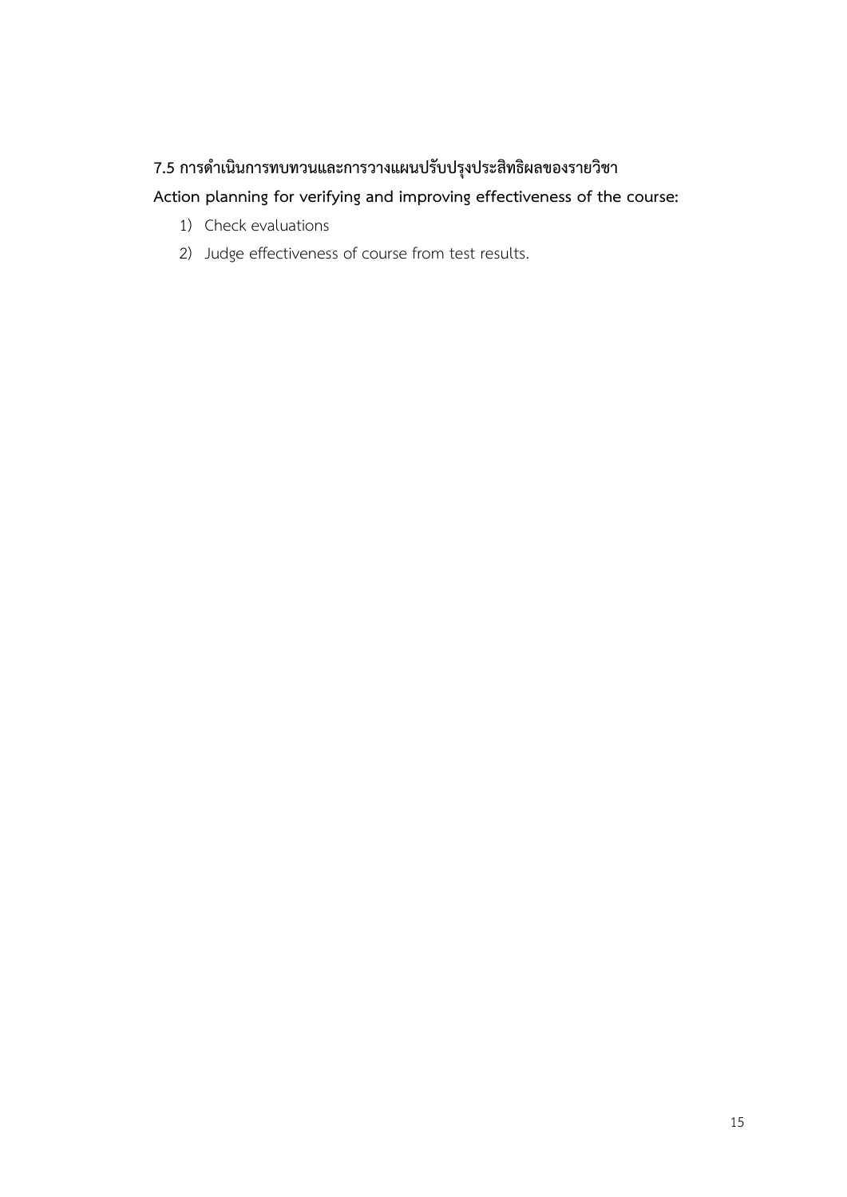### 7.5 การดำเนินการทบทวนและการวางแผนปรับปรุงประสิทธิผลของรายวิชา

**Action planning for verifying and improving effectiveness of the course:**

1) Check evaluations
2) Judge effectiveness of course from test results.